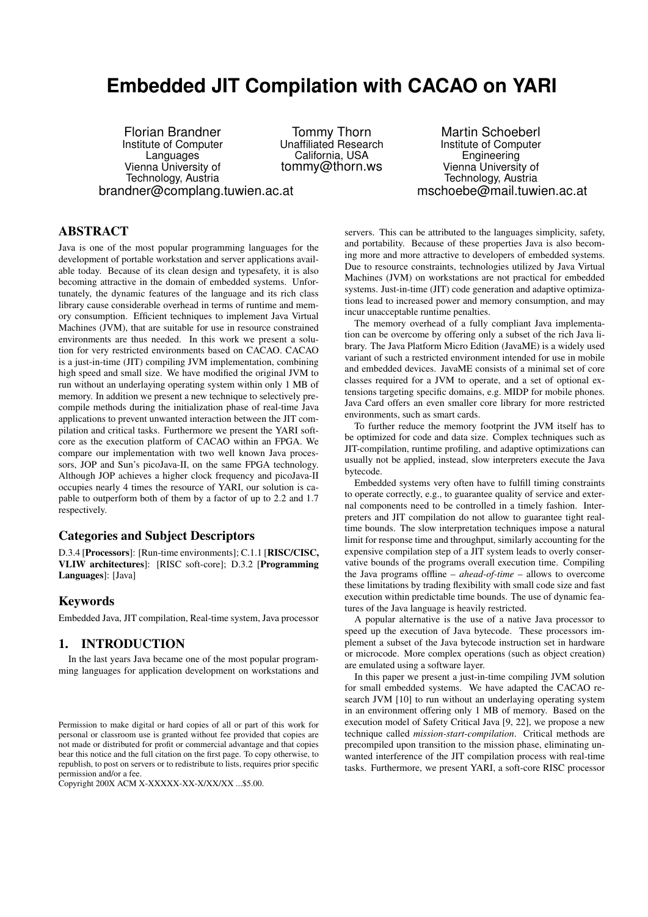# Embedded JIT Compilation with CACAO on YARI

Florian Brandner
Institute of Computer Languages
Vienna University of Technology, Austria
brandner@complang.tuwien.ac.at

Tommy Thorn
Unaffiliated Research
California, USA
tommy@thorn.ws

Martin Schoeberl
Institute of Computer Engineering
Vienna University of Technology, Austria
mschoebe@mail.tuwien.ac.at

## ABSTRACT

Java is one of the most popular programming languages for the development of portable workstation and server applications available today. Because of its clean design and typesafety, it is also becoming attractive in the domain of embedded systems. Unfortunately, the dynamic features of the language and its rich class library cause considerable overhead in terms of runtime and memory consumption. Efficient techniques to implement Java Virtual Machines (JVM), that are suitable for use in resource constrained environments are thus needed. In this work we present a solution for very restricted environments based on CACAO. CACAO is a just-in-time (JIT) compiling JVM implementation, combining high speed and small size. We have modified the original JVM to run without an underlaying operating system within only 1 MB of memory. In addition we present a new technique to selectively precompile methods during the initialization phase of real-time Java applications to prevent unwanted interaction between the JIT compilation and critical tasks. Furthermore we present the YARI softcore as the execution platform of CACAO within an FPGA. We compare our implementation with two well known Java processors, JOP and Sun's picoJava-II, on the same FPGA technology. Although JOP achieves a higher clock frequency and picoJava-II occupies nearly 4 times the resource of YARI, our solution is capable to outperform both of them by a factor of up to 2.2 and 1.7 respectively.

### Categories and Subject Descriptors

D.3.4 [**Processors**]: [Run-time environments]; C.1.1 [**RISC/CISC, VLIW architectures**]: [RISC soft-core]; D.3.2 [**Programming Languages**]: [Java]

### Keywords

Embedded Java, JIT compilation, Real-time system, Java processor

## 1. INTRODUCTION

In the last years Java became one of the most popular programming languages for application development on workstations and servers. This can be attributed to the languages simplicity, safety, and portability. Because of these properties Java is also becoming more and more attractive to developers of embedded systems. Due to resource constraints, technologies utilized by Java Virtual Machines (JVM) on workstations are not practical for embedded systems. Just-in-time (JIT) code generation and adaptive optimizations lead to increased power and memory consumption, and may incur unacceptable runtime penalties.

The memory overhead of a fully compliant Java implementation can be overcome by offering only a subset of the rich Java library. The Java Platform Micro Edition (JavaME) is a widely used variant of such a restricted environment intended for use in mobile and embedded devices. JavaME consists of a minimal set of core classes required for a JVM to operate, and a set of optional extensions targeting specific domains, e.g. MIDP for mobile phones. Java Card offers an even smaller core library for more restricted environments, such as smart cards.

To further reduce the memory footprint the JVM itself has to be optimized for code and data size. Complex techniques such as JIT-compilation, runtime profiling, and adaptive optimizations can usually not be applied, instead, slow interpreters execute the Java bytecode.

Embedded systems very often have to fulfill timing constraints to operate correctly, e.g., to guarantee quality of service and external components need to be controlled in a timely fashion. Interpreters and JIT compilation do not allow to guarantee tight real-time bounds. The slow interpretation techniques impose a natural limit for response time and throughput, similarly accounting for the expensive compilation step of a JIT system leads to overly conservative bounds of the programs overall execution time. Compiling the Java programs offline – *ahead-of-time* – allows to overcome these limitations by trading flexibility with small code size and fast execution within predictable time bounds. The use of dynamic features of the Java language is heavily restricted.

A popular alternative is the use of a native Java processor to speed up the execution of Java bytecode. These processors implement a subset of the Java bytecode instruction set in hardware or microcode. More complex operations (such as object creation) are emulated using a software layer.

In this paper we present a just-in-time compiling JVM solution for small embedded systems. We have adapted the CACAO research JVM [10] to run without an underlaying operating system in an environment offering only 1 MB of memory. Based on the execution model of Safety Critical Java [9, 22], we propose a new technique called *mission-start-compilation*. Critical methods are precompiled upon transition to the mission phase, eliminating unwanted interference of the JIT compilation process with real-time tasks. Furthermore, we present YARI, a soft-core RISC processor

Permission to make digital or hard copies of all or part of this work for personal or classroom use is granted without fee provided that copies are not made or distributed for profit or commercial advantage and that copies bear this notice and the full citation on the first page. To copy otherwise, to republish, to post on servers or to redistribute to lists, requires prior specific permission and/or a fee.
Copyright 200X ACM X-XXXXX-XX-X/XX/XX ...$5.00.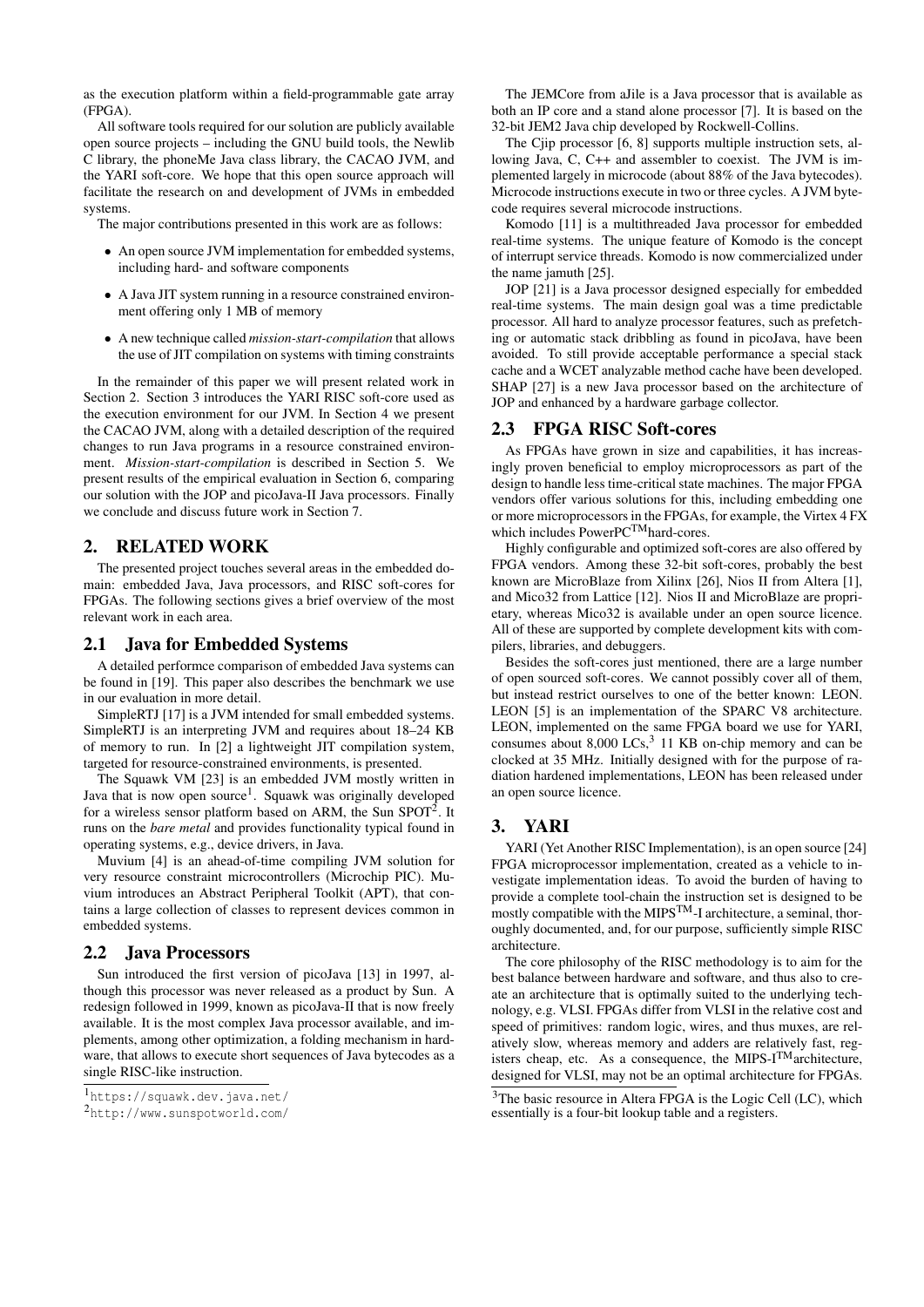as the execution platform within a field-programmable gate array (FPGA).

All software tools required for our solution are publicly available open source projects – including the GNU build tools, the Newlib C library, the phoneMe Java class library, the CACAO JVM, and the YARI soft-core. We hope that this open source approach will facilitate the research on and development of JVMs in embedded systems.

The major contributions presented in this work are as follows:

- An open source JVM implementation for embedded systems, including hard- and software components
- A Java JIT system running in a resource constrained environment offering only 1 MB of memory
- A new technique called *mission-start-compilation* that allows the use of JIT compilation on systems with timing constraints

In the remainder of this paper we will present related work in Section 2. Section 3 introduces the YARI RISC soft-core used as the execution environment for our JVM. In Section 4 we present the CACAO JVM, along with a detailed description of the required changes to run Java programs in a resource constrained environment. *Mission-start-compilation* is described in Section 5. We present results of the empirical evaluation in Section 6, comparing our solution with the JOP and picoJava-II Java processors. Finally we conclude and discuss future work in Section 7.

## 2. RELATED WORK

The presented project touches several areas in the embedded domain: embedded Java, Java processors, and RISC soft-cores for FPGAs. The following sections gives a brief overview of the most relevant work in each area.

### 2.1 Java for Embedded Systems

A detailed performce comparison of embedded Java systems can be found in [19]. This paper also describes the benchmark we use in our evaluation in more detail.

SimpleRTJ [17] is a JVM intended for small embedded systems. SimpleRTJ is an interpreting JVM and requires about 18–24 KB of memory to run. In [2] a lightweight JIT compilation system, targeted for resource-constrained environments, is presented.

The Squawk VM [23] is an embedded JVM mostly written in Java that is now open source[1]. Squawk was originally developed for a wireless sensor platform based on ARM, the Sun SPOT[2]. It runs on the *bare metal* and provides functionality typical found in operating systems, e.g., device drivers, in Java.

Muvium [4] is an ahead-of-time compiling JVM solution for very resource constraint microcontrollers (Microchip PIC). Muvium introduces an Abstract Peripheral Toolkit (APT), that contains a large collection of classes to represent devices common in embedded systems.

### 2.2 Java Processors

Sun introduced the first version of picoJava [13] in 1997, although this processor was never released as a product by Sun. A redesign followed in 1999, known as picoJava-II that is now freely available. It is the most complex Java processor available, and implements, among other optimization, a folding mechanism in hardware, that allows to execute short sequences of Java bytecodes as a single RISC-like instruction.

[1] https://squawk.dev.java.net/

[2] http://www.sunspotworld.com/

The JEMCore from aJile is a Java processor that is available as both an IP core and a stand alone processor [7]. It is based on the 32-bit JEM2 Java chip developed by Rockwell-Collins.

The Cjip processor [6, 8] supports multiple instruction sets, allowing Java, C, C++ and assembler to coexist. The JVM is implemented largely in microcode (about 88% of the Java bytecodes). Microcode instructions execute in two or three cycles. A JVM bytecode requires several microcode instructions.

Komodo [11] is a multithreaded Java processor for embedded real-time systems. The unique feature of Komodo is the concept of interrupt service threads. Komodo is now commercialized under the name jamuth [25].

JOP [21] is a Java processor designed especially for embedded real-time systems. The main design goal was a time predictable processor. All hard to analyze processor features, such as prefetching or automatic stack dribbling as found in picoJava, have been avoided. To still provide acceptable performance a special stack cache and a WCET analyzable method cache have been developed. SHAP [27] is a new Java processor based on the architecture of JOP and enhanced by a hardware garbage collector.

### 2.3 FPGA RISC Soft-cores

As FPGAs have grown in size and capabilities, it has increasingly proven beneficial to employ microprocessors as part of the design to handle less time-critical state machines. The major FPGA vendors offer various solutions for this, including embedding one or more microprocessors in the FPGAs, for example, the Virtex 4 FX which includes PowerPC™ hard-cores.

Highly configurable and optimized soft-cores are also offered by FPGA vendors. Among these 32-bit soft-cores, probably the best known are MicroBlaze from Xilinx [26], Nios II from Altera [1], and Mico32 from Lattice [12]. Nios II and MicroBlaze are proprietary, whereas Mico32 is available under an open source licence. All of these are supported by complete development kits with compilers, libraries, and debuggers.

Besides the soft-cores just mentioned, there are a large number of open sourced soft-cores. We cannot possibly cover all of them, but instead restrict ourselves to one of the better known: LEON. LEON [5] is an implementation of the SPARC V8 architecture. LEON, implemented on the same FPGA board we use for YARI, consumes about 8,000 LCs,[3] 11 KB on-chip memory and can be clocked at 35 MHz. Initially designed with for the purpose of radiation hardened implementations, LEON has been released under an open source licence.

## 3. YARI

YARI (Yet Another RISC Implementation), is an open source [24] FPGA microprocessor implementation, created as a vehicle to investigate implementation ideas. To avoid the burden of having to provide a complete tool-chain the instruction set is designed to be mostly compatible with the MIPS™-I architecture, a seminal, thoroughly documented, and, for our purpose, sufficiently simple RISC architecture.

The core philosophy of the RISC methodology is to aim for the best balance between hardware and software, and thus also to create an architecture that is optimally suited to the underlying technology, e.g. VLSI. FPGAs differ from VLSI in the relative cost and speed of primitives: random logic, wires, and thus muxes, are relatively slow, whereas memory and adders are relatively fast, registers cheap, etc. As a consequence, the MIPS-I™ architecture, designed for VLSI, may not be an optimal architecture for FPGAs.

[3] The basic resource in Altera FPGA is the Logic Cell (LC), which essentially is a four-bit lookup table and a registers.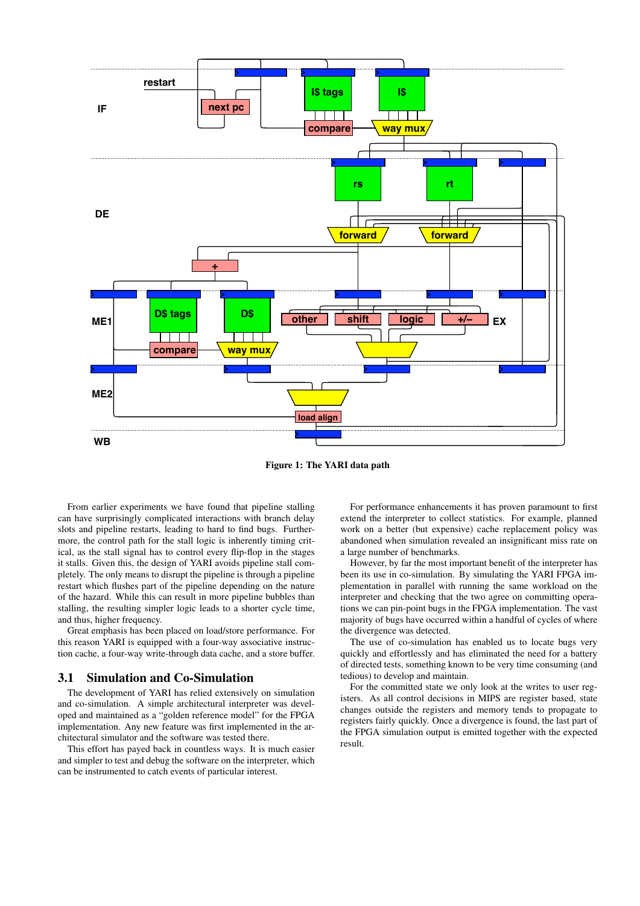Figure 1: The YARI data path

From earlier experiments we have found that pipeline stalling can have surprisingly complicated interactions with branch delay slots and pipeline restarts, leading to hard to find bugs. Furthermore, the control path for the stall logic is inherently timing critical, as the stall signal has to control every flip-flop in the stages it stalls. Given this, the design of YARI avoids pipeline stall completely. The only means to disrupt the pipeline is through a pipeline restart which flushes part of the pipeline depending on the nature of the hazard. While this can result in more pipeline bubbles than stalling, the resulting simpler logic leads to a shorter cycle time, and thus, higher frequency.

Great emphasis has been placed on load/store performance. For this reason YARI is equipped with a four-way associative instruction cache, a four-way write-through data cache, and a store buffer.

## 3.1 Simulation and Co-Simulation

The development of YARI has relied extensively on simulation and co-simulation. A simple architectural interpreter was developed and maintained as a "golden reference model" for the FPGA implementation. Any new feature was first implemented in the architectural simulator and the software was tested there.

This effort has payed back in countless ways. It is much easier and simpler to test and debug the software on the interpreter, which can be instrumented to catch events of particular interest.

For performance enhancements it has proven paramount to first extend the interpreter to collect statistics. For example, planned work on a better (but expensive) cache replacement policy was abandoned when simulation revealed an insignificant miss rate on a large number of benchmarks.

However, by far the most important benefit of the interpreter has been its use in co-simulation. By simulating the YARI FPGA implementation in parallel with running the same workload on the interpreter and checking that the two agree on committing operations we can pin-point bugs in the FPGA implementation. The vast majority of bugs have occurred within a handful of cycles of where the divergence was detected.

The use of co-simulation has enabled us to locate bugs very quickly and effortlessly and has eliminated the need for a battery of directed tests, something known to be very time consuming (and tedious) to develop and maintain.

For the committed state we only look at the writes to user registers. As all control decisions in MIPS are register based, state changes outside the registers and memory tends to propagate to registers fairly quickly. Once a divergence is found, the last part of the FPGA simulation output is emitted together with the expected result.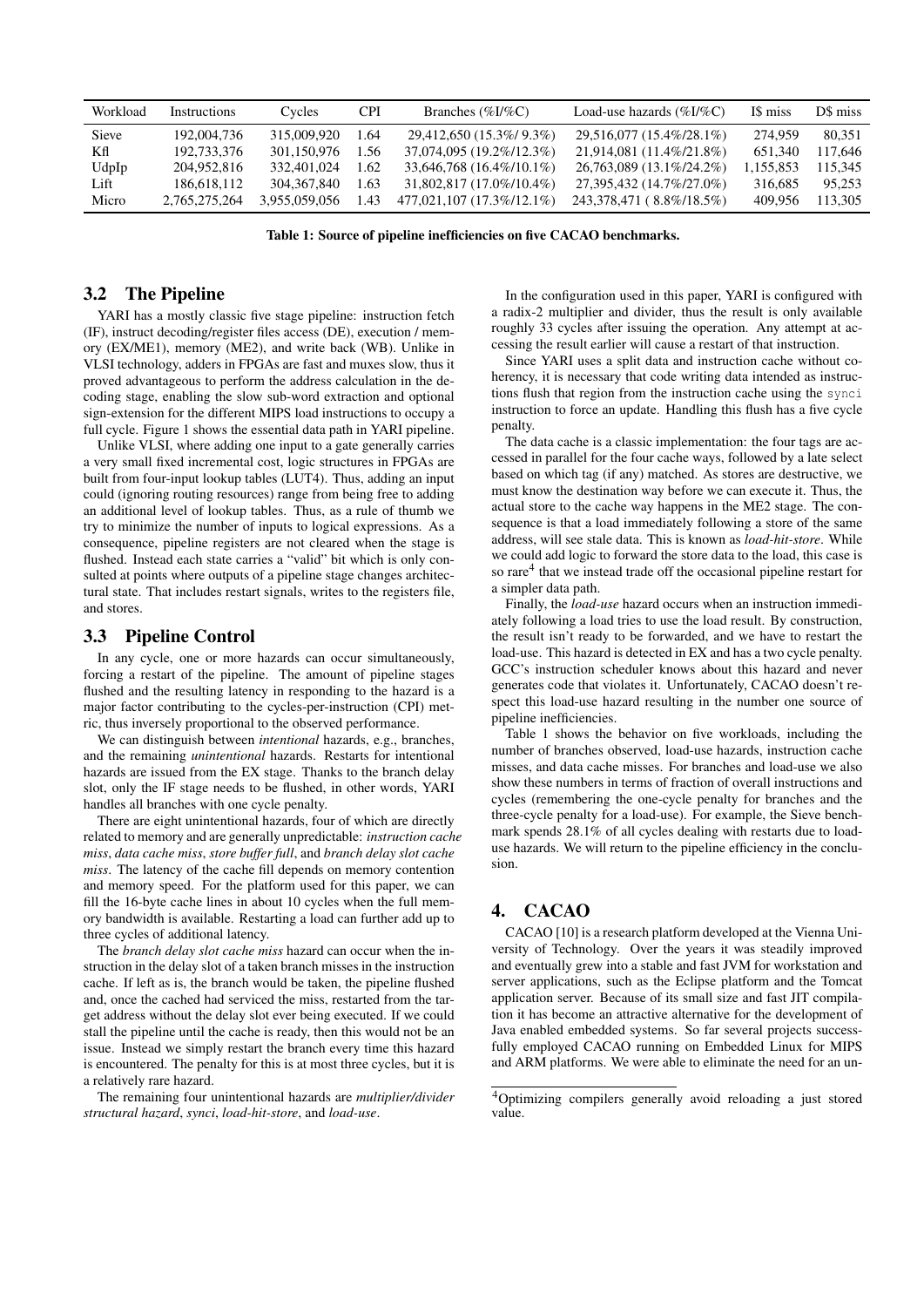| Workload | Instructions | Cycles | CPI | Branches (%I/%C) | Load-use hazards (%I/%C) | I$ miss | D$ miss |
|---|---|---|---|---|---|---|---|
| Sieve | 192,004,736 | 315,009,920 | 1.64 | 29,412,650 (15.3%/ 9.3%) | 29,516,077 (15.4%/28.1%) | 274,959 | 80,351 |
| Kfl | 192,733,376 | 301,150,976 | 1.56 | 37,074,095 (19.2%/12.3%) | 21,914,081 (11.4%/21.8%) | 651,340 | 117,646 |
| UdpIp | 204,952,816 | 332,401,024 | 1.62 | 33,646,768 (16.4%/10.1%) | 26,763,089 (13.1%/24.2%) | 1,155,853 | 115,345 |
| Lift | 186,618,112 | 304,367,840 | 1.63 | 31,802,817 (17.0%/10.4%) | 27,395,432 (14.7%/27.0%) | 316,685 | 95,253 |
| Micro | 2,765,275,264 | 3,955,059,056 | 1.43 | 477,021,107 (17.3%/12.1%) | 243,378,471 ( 8.8%/18.5%) | 409,956 | 113,305 |

**Table 1: Source of pipeline inefficiencies on five CACAO benchmarks.**

## 3.2 The Pipeline

YARI has a mostly classic five stage pipeline: instruction fetch (IF), instruct decoding/register files access (DE), execution / memory (EX/ME1), memory (ME2), and write back (WB). Unlike in VLSI technology, adders in FPGAs are fast and muxes slow, thus it proved advantageous to perform the address calculation in the decoding stage, enabling the slow sub-word extraction and optional sign-extension for the different MIPS load instructions to occupy a full cycle. Figure 1 shows the essential data path in YARI pipeline.

Unlike VLSI, where adding one input to a gate generally carries a very small fixed incremental cost, logic structures in FPGAs are built from four-input lookup tables (LUT4). Thus, adding an input could (ignoring routing resources) range from being free to adding an additional level of lookup tables. Thus, as a rule of thumb we try to minimize the number of inputs to logical expressions. As a consequence, pipeline registers are not cleared when the stage is flushed. Instead each state carries a "valid" bit which is only consulted at points where outputs of a pipeline stage changes architectural state. That includes restart signals, writes to the registers file, and stores.

## 3.3 Pipeline Control

In any cycle, one or more hazards can occur simultaneously, forcing a restart of the pipeline. The amount of pipeline stages flushed and the resulting latency in responding to the hazard is a major factor contributing to the cycles-per-instruction (CPI) metric, thus inversely proportional to the observed performance.

We can distinguish between *intentional* hazards, e.g., branches, and the remaining *unintentional* hazards. Restarts for intentional hazards are issued from the EX stage. Thanks to the branch delay slot, only the IF stage needs to be flushed, in other words, YARI handles all branches with one cycle penalty.

There are eight unintentional hazards, four of which are directly related to memory and are generally unpredictable: *instruction cache miss*, *data cache miss*, *store buffer full*, and *branch delay slot cache miss*. The latency of the cache fill depends on memory contention and memory speed. For the platform used for this paper, we can fill the 16-byte cache lines in about 10 cycles when the full memory bandwidth is available. Restarting a load can further add up to three cycles of additional latency.

The *branch delay slot cache miss* hazard can occur when the instruction in the delay slot of a taken branch misses in the instruction cache. If left as is, the branch would be taken, the pipeline flushed and, once the cached had serviced the miss, restarted from the target address without the delay slot ever being executed. If we could stall the pipeline until the cache is ready, then this would not be an issue. Instead we simply restart the branch every time this hazard is encountered. The penalty for this is at most three cycles, but it is a relatively rare hazard.

The remaining four unintentional hazards are *multiplier/divider structural hazard*, *synci*, *load-hit-store*, and *load-use*.

In the configuration used in this paper, YARI is configured with a radix-2 multiplier and divider, thus the result is only available roughly 33 cycles after issuing the operation. Any attempt at accessing the result earlier will cause a restart of that instruction.

Since YARI uses a split data and instruction cache without coherency, it is necessary that code writing data intended as instructions flush that region from the instruction cache using the `synci` instruction to force an update. Handling this flush has a five cycle penalty.

The data cache is a classic implementation: the four tags are accessed in parallel for the four cache ways, followed by a late select based on which tag (if any) matched. As stores are destructive, we must know the destination way before we can execute it. Thus, the actual store to the cache way happens in the ME2 stage. The consequence is that a load immediately following a store of the same address, will see stale data. This is known as *load-hit-store*. While we could add logic to forward the store data to the load, this case is so rare[4] that we instead trade off the occasional pipeline restart for a simpler data path.

Finally, the *load-use* hazard occurs when an instruction immediately following a load tries to use the load result. By construction, the result isn't ready to be forwarded, and we have to restart the load-use. This hazard is detected in EX and has a two cycle penalty. GCC's instruction scheduler knows about this hazard and never generates code that violates it. Unfortunately, CACAO doesn't respect this load-use hazard resulting in the number one source of pipeline inefficiencies.

Table 1 shows the behavior on five workloads, including the number of branches observed, load-use hazards, instruction cache misses, and data cache misses. For branches and load-use we also show these numbers in terms of fraction of overall instructions and cycles (remembering the one-cycle penalty for branches and the three-cycle penalty for a load-use). For example, the Sieve benchmark spends 28.1% of all cycles dealing with restarts due to load-use hazards. We will return to the pipeline efficiency in the conclusion.

# 4. CACAO

CACAO [10] is a research platform developed at the Vienna University of Technology. Over the years it was steadily improved and eventually grew into a stable and fast JVM for workstation and server applications, such as the Eclipse platform and the Tomcat application server. Because of its small size and fast JIT compilation it has become an attractive alternative for the development of Java enabled embedded systems. So far several projects successfully employed CACAO running on Embedded Linux for MIPS and ARM platforms. We were able to eliminate the need for an un-

[4] Optimizing compilers generally avoid reloading a just stored value.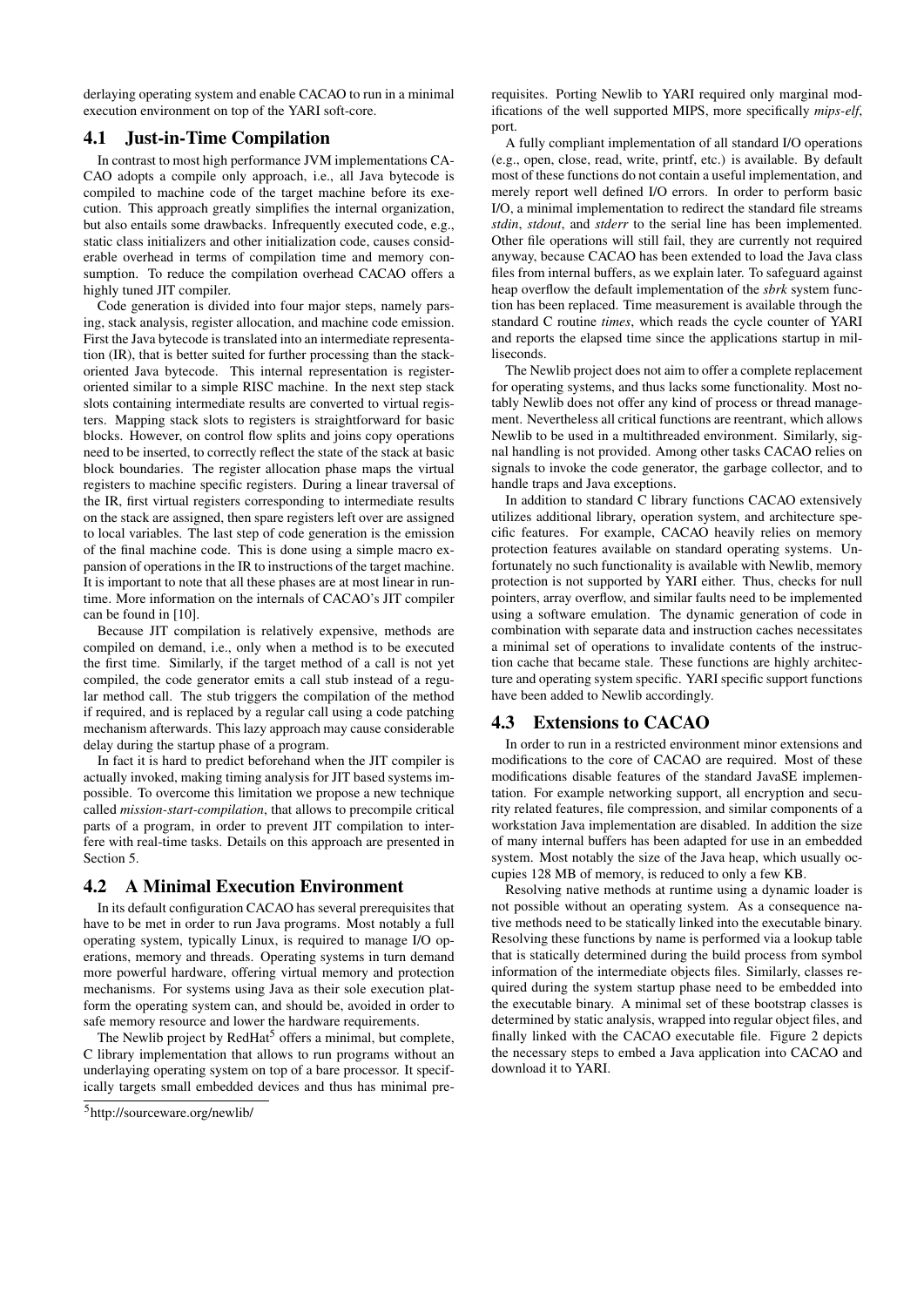derlaying operating system and enable CACAO to run in a minimal execution environment on top of the YARI soft-core.

### 4.1 Just-in-Time Compilation

In contrast to most high performance JVM implementations CACAO adopts a compile only approach, i.e., all Java bytecode is compiled to machine code of the target machine before its execution. This approach greatly simplifies the internal organization, but also entails some drawbacks. Infrequently executed code, e.g., static class initializers and other initialization code, causes considerable overhead in terms of compilation time and memory consumption. To reduce the compilation overhead CACAO offers a highly tuned JIT compiler.

Code generation is divided into four major steps, namely parsing, stack analysis, register allocation, and machine code emission. First the Java bytecode is translated into an intermediate representation (IR), that is better suited for further processing than the stack-oriented Java bytecode. This internal representation is register-oriented similar to a simple RISC machine. In the next step stack slots containing intermediate results are converted to virtual registers. Mapping stack slots to registers is straightforward for basic blocks. However, on control flow splits and joins copy operations need to be inserted, to correctly reflect the state of the stack at basic block boundaries. The register allocation phase maps the virtual registers to machine specific registers. During a linear traversal of the IR, first virtual registers corresponding to intermediate results on the stack are assigned, then spare registers left over are assigned to local variables. The last step of code generation is the emission of the final machine code. This is done using a simple macro expansion of operations in the IR to instructions of the target machine. It is important to note that all these phases are at most linear in runtime. More information on the internals of CACAO's JIT compiler can be found in [10].

Because JIT compilation is relatively expensive, methods are compiled on demand, i.e., only when a method is to be executed the first time. Similarly, if the target method of a call is not yet compiled, the code generator emits a call stub instead of a regular method call. The stub triggers the compilation of the method if required, and is replaced by a regular call using a code patching mechanism afterwards. This lazy approach may cause considerable delay during the startup phase of a program.

In fact it is hard to predict beforehand when the JIT compiler is actually invoked, making timing analysis for JIT based systems impossible. To overcome this limitation we propose a new technique called *mission-start-compilation*, that allows to precompile critical parts of a program, in order to prevent JIT compilation to interfere with real-time tasks. Details on this approach are presented in Section 5.

### 4.2 A Minimal Execution Environment

In its default configuration CACAO has several prerequisites that have to be met in order to run Java programs. Most notably a full operating system, typically Linux, is required to manage I/O operations, memory and threads. Operating systems in turn demand more powerful hardware, offering virtual memory and protection mechanisms. For systems using Java as their sole execution platform the operating system can, and should be, avoided in order to safe memory resource and lower the hardware requirements.

The Newlib project by RedHat[5] offers a minimal, but complete, C library implementation that allows to run programs without an underlaying operating system on top of a bare processor. It specifically targets small embedded devices and thus has minimal prerequisites. Porting Newlib to YARI required only marginal modifications of the well supported MIPS, more specifically *mips-elf*, port.

A fully compliant implementation of all standard I/O operations (e.g., open, close, read, write, printf, etc.) is available. By default most of these functions do not contain a useful implementation, and merely report well defined I/O errors. In order to perform basic I/O, a minimal implementation to redirect the standard file streams *stdin*, *stdout*, and *stderr* to the serial line has been implemented. Other file operations will still fail, they are currently not required anyway, because CACAO has been extended to load the Java class files from internal buffers, as we explain later. To safeguard against heap overflow the default implementation of the *sbrk* system function has been replaced. Time measurement is available through the standard C routine *times*, which reads the cycle counter of YARI and reports the elapsed time since the applications startup in milliseconds.

The Newlib project does not aim to offer a complete replacement for operating systems, and thus lacks some functionality. Most notably Newlib does not offer any kind of process or thread management. Nevertheless all critical functions are reentrant, which allows Newlib to be used in a multithreaded environment. Similarly, signal handling is not provided. Among other tasks CACAO relies on signals to invoke the code generator, the garbage collector, and to handle traps and Java exceptions.

In addition to standard C library functions CACAO extensively utilizes additional library, operation system, and architecture specific features. For example, CACAO heavily relies on memory protection features available on standard operating systems. Unfortunately no such functionality is available with Newlib, memory protection is not supported by YARI either. Thus, checks for null pointers, array overflow, and similar faults need to be implemented using a software emulation. The dynamic generation of code in combination with separate data and instruction caches necessitates a minimal set of operations to invalidate contents of the instruction cache that became stale. These functions are highly architecture and operating system specific. YARI specific support functions have been added to Newlib accordingly.

### 4.3 Extensions to CACAO

In order to run in a restricted environment minor extensions and modifications to the core of CACAO are required. Most of these modifications disable features of the standard JavaSE implementation. For example networking support, all encryption and security related features, file compression, and similar components of a workstation Java implementation are disabled. In addition the size of many internal buffers has been adapted for use in an embedded system. Most notably the size of the Java heap, which usually occupies 128 MB of memory, is reduced to only a few KB.

Resolving native methods at runtime using a dynamic loader is not possible without an operating system. As a consequence native methods need to be statically linked into the executable binary. Resolving these functions by name is performed via a lookup table that is statically determined during the build process from symbol information of the intermediate objects files. Similarly, classes required during the system startup phase need to be embedded into the executable binary. A minimal set of these bootstrap classes is determined by static analysis, wrapped into regular object files, and finally linked with the CACAO executable file. Figure 2 depicts the necessary steps to embed a Java application into CACAO and download it to YARI.

[5] http://sourceware.org/newlib/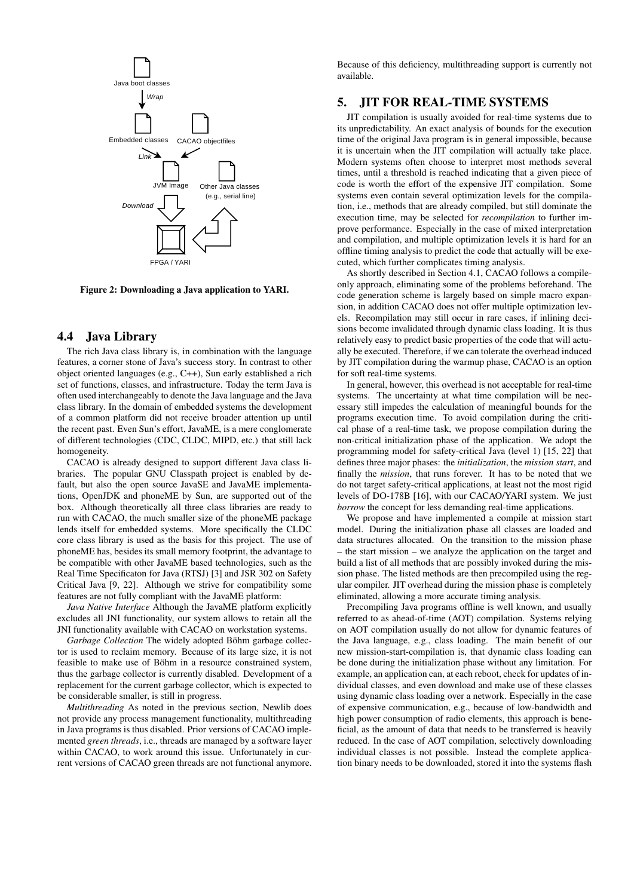Figure 2: Downloading a Java application to YARI.

## 4.4 Java Library

The rich Java class library is, in combination with the language features, a corner stone of Java's success story. In contrast to other object oriented languages (e.g., C++), Sun early established a rich set of functions, classes, and infrastructure. Today the term Java is often used interchangeably to denote the Java language and the Java class library. In the domain of embedded systems the development of a common platform did not receive broader attention up until the recent past. Even Sun's effort, JavaME, is a mere conglomerate of different technologies (CDC, CLDC, MIPD, etc.) that still lack homogeneity.

CACAO is already designed to support different Java class libraries. The popular GNU Classpath project is enabled by default, but also the open source JavaSE and JavaME implementations, OpenJDK and phoneME by Sun, are supported out of the box. Although theoretically all three class libraries are ready to run with CACAO, the much smaller size of the phoneME package lends itself for embedded systems. More specifically the CLDC core class library is used as the basis for this project. The use of phoneME has, besides its small memory footprint, the advantage to be compatible with other JavaME based technologies, such as the Real Time Specificaton for Java (RTSJ) [3] and JSR 302 on Safety Critical Java [9, 22]. Although we strive for compatibility some features are not fully compliant with the JavaME platform:

*Java Native Interface* Although the JavaME platform explicitly excludes all JNI functionality, our system allows to retain all the JNI functionality available with CACAO on workstation systems.

*Garbage Collection* The widely adopted Böhm garbage collector is used to reclaim memory. Because of its large size, it is not feasible to make use of Böhm in a resource constrained system, thus the garbage collector is currently disabled. Development of a replacement for the current garbage collector, which is expected to be considerable smaller, is still in progress.

*Multithreading* As noted in the previous section, Newlib does not provide any process management functionality, multithreading in Java programs is thus disabled. Prior versions of CACAO implemented *green threads*, i.e., threads are managed by a software layer within CACAO, to work around this issue. Unfortunately in current versions of CACAO green threads are not functional anymore. Because of this deficiency, multithreading support is currently not available.

# 5. JIT FOR REAL-TIME SYSTEMS

JIT compilation is usually avoided for real-time systems due to its unpredictability. An exact analysis of bounds for the execution time of the original Java program is in general impossible, because it is uncertain when the JIT compilation will actually take place. Modern systems often choose to interpret most methods several times, until a threshold is reached indicating that a given piece of code is worth the effort of the expensive JIT compilation. Some systems even contain several optimization levels for the compilation, i.e., methods that are already compiled, but still dominate the execution time, may be selected for *recompilation* to further improve performance. Especially in the case of mixed interpretation and compilation, and multiple optimization levels it is hard for an offline timing analysis to predict the code that actually will be executed, which further complicates timing analysis.

As shortly described in Section 4.1, CACAO follows a compile-only approach, eliminating some of the problems beforehand. The code generation scheme is largely based on simple macro expansion, in addition CACAO does not offer multiple optimization levels. Recompilation may still occur in rare cases, if inlining decisions become invalidated through dynamic class loading. It is thus relatively easy to predict basic properties of the code that will actually be executed. Therefore, if we can tolerate the overhead induced by JIT compilation during the warmup phase, CACAO is an option for soft real-time systems.

In general, however, this overhead is not acceptable for real-time systems. The uncertainty at what time compilation will be necessary still impedes the calculation of meaningful bounds for the programs execution time. To avoid compilation during the critical phase of a real-time task, we propose compilation during the non-critical initialization phase of the application. We adopt the programming model for safety-critical Java (level 1) [15, 22] that defines three major phases: the *initialization*, the *mission start*, and finally the *mission*, that runs forever. It has to be noted that we do not target safety-critical applications, at least not the most rigid levels of DO-178B [16], with our CACAO/YARI system. We just *borrow* the concept for less demanding real-time applications.

We propose and have implemented a compile at mission start model. During the initialization phase all classes are loaded and data structures allocated. On the transition to the mission phase – the start mission – we analyze the application on the target and build a list of all methods that are possibly invoked during the mission phase. The listed methods are then precompiled using the regular compiler. JIT overhead during the mission phase is completely eliminated, allowing a more accurate timing analysis.

Precompiling Java programs offline is well known, and usually referred to as ahead-of-time (AOT) compilation. Systems relying on AOT compilation usually do not allow for dynamic features of the Java language, e.g., class loading. The main benefit of our new mission-start-compilation is, that dynamic class loading can be done during the initialization phase without any limitation. For example, an application can, at each reboot, check for updates of individual classes, and even download and make use of these classes using dynamic class loading over a network. Especially in the case of expensive communication, e.g., because of low-bandwidth and high power consumption of radio elements, this approach is beneficial, as the amount of data that needs to be transferred is heavily reduced. In the case of AOT compilation, selectively downloading individual classes is not possible. Instead the complete application binary needs to be downloaded, stored it into the systems flash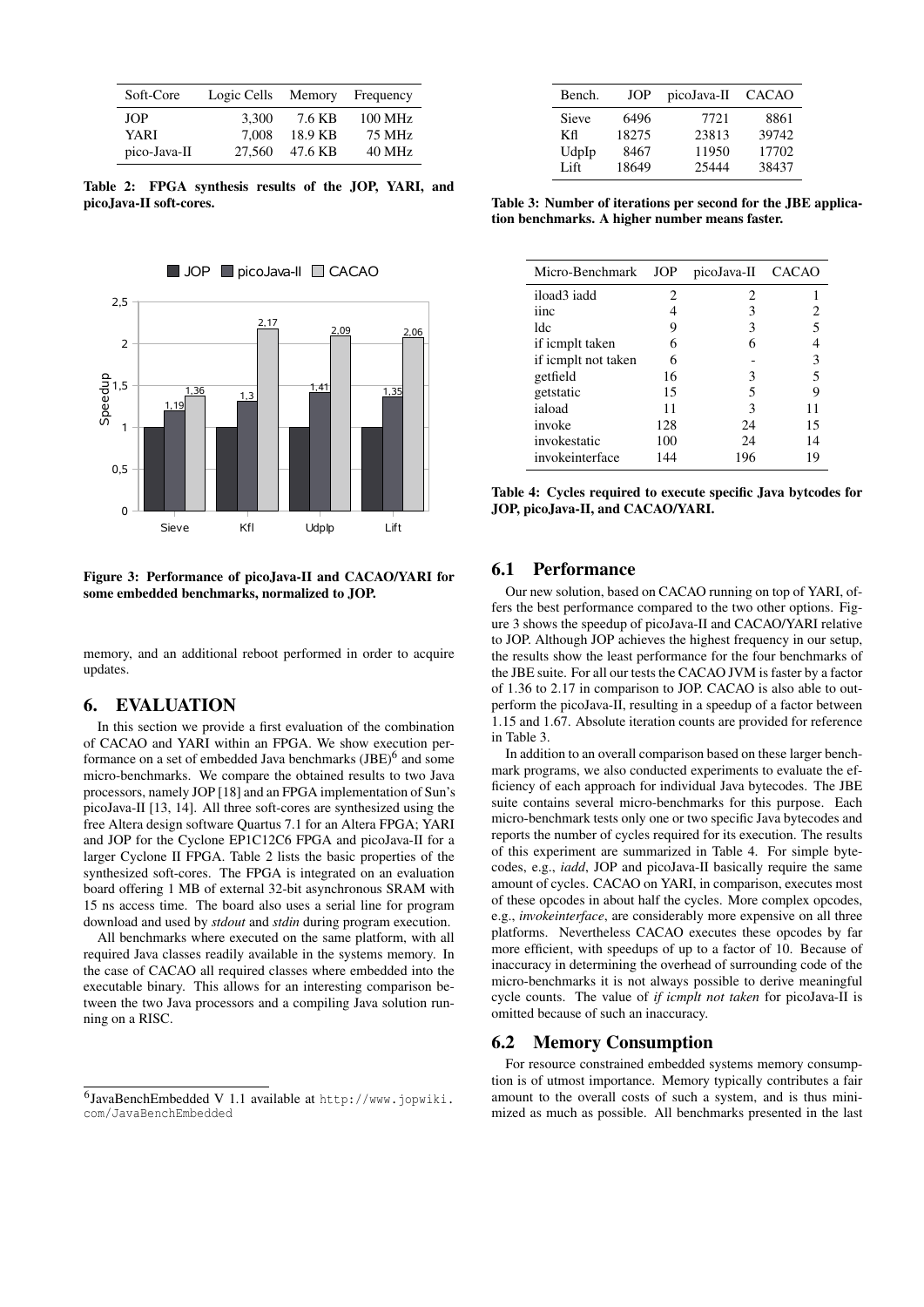| Soft-Core | Logic Cells | Memory | Frequency |
|---|---|---|---|
| JOP | 3,300 | 7.6 KB | 100 MHz |
| YARI | 7,008 | 18.9 KB | 75 MHz |
| pico-Java-II | 27,560 | 47.6 KB | 40 MHz |

**Table 2: FPGA synthesis results of the JOP, YARI, and picoJava-II soft-cores.**

**Figure 3: Performance of picoJava-II and CACAO/YARI for some embedded benchmarks, normalized to JOP.**

memory, and an additional reboot performed in order to acquire updates.

# 6. EVALUATION

In this section we provide a first evaluation of the combination of CACAO and YARI within an FPGA. We show execution performance on a set of embedded Java benchmarks (JBE)[6] and some micro-benchmarks. We compare the obtained results to two Java processors, namely JOP [18] and an FPGA implementation of Sun's picoJava-II [13, 14]. All three soft-cores are synthesized using the free Altera design software Quartus 7.1 for an Altera FPGA; YARI and JOP for the Cyclone EP1C12C6 FPGA and picoJava-II for a larger Cyclone II FPGA. Table 2 lists the basic properties of the synthesized soft-cores. The FPGA is integrated on an evaluation board offering 1 MB of external 32-bit asynchronous SRAM with 15 ns access time. The board also uses a serial line for program download and used by *stdout* and *stdin* during program execution.

All benchmarks where executed on the same platform, with all required Java classes readily available in the systems memory. In the case of CACAO all required classes where embedded into the executable binary. This allows for an interesting comparison between the two Java processors and a compiling Java solution running on a RISC.

[6]JavaBenchEmbedded V 1.1 available at http://www.jopwiki.com/JavaBenchEmbedded

| Bench. | JOP | picoJava-II | CACAO |
|---|---|---|---|
| Sieve | 6496 | 7721 | 8861 |
| Kfl | 18275 | 23813 | 39742 |
| UdpIp | 8467 | 11950 | 17702 |
| Lift | 18649 | 25444 | 38437 |

**Table 3: Number of iterations per second for the JBE application benchmarks. A higher number means faster.**

| Micro-Benchmark | JOP | picoJava-II | CACAO |
|---|---|---|---|
| iload3 iadd | 2 | 2 | 1 |
| iinc | 4 | 3 | 2 |
| ldc | 9 | 3 | 5 |
| if icmplt taken | 6 | 6 | 4 |
| if icmplt not taken | 6 | - | 3 |
| getfield | 16 | 3 | 5 |
| getstatic | 15 | 5 | 9 |
| iaload | 11 | 3 | 11 |
| invoke | 128 | 24 | 15 |
| invokestatic | 100 | 24 | 14 |
| invokeinterface | 144 | 196 | 19 |

**Table 4: Cycles required to execute specific Java bytecodes for JOP, picoJava-II, and CACAO/YARI.**

## 6.1 Performance

Our new solution, based on CACAO running on top of YARI, offers the best performance compared to the two other options. Figure 3 shows the speedup of picoJava-II and CACAO/YARI relative to JOP. Although JOP achieves the highest frequency in our setup, the results show the least performance for the four benchmarks of the JBE suite. For all our tests the CACAO JVM is faster by a factor of 1.36 to 2.17 in comparison to JOP. CACAO is also able to outperform the picoJava-II, resulting in a speedup of a factor between 1.15 and 1.67. Absolute iteration counts are provided for reference in Table 3.

In addition to an overall comparison based on these larger benchmark programs, we also conducted experiments to evaluate the efficiency of each approach for individual Java bytecodes. The JBE suite contains several micro-benchmarks for this purpose. Each micro-benchmark tests only one or two specific Java bytecodes and reports the number of cycles required for its execution. The results of this experiment are summarized in Table 4. For simple bytecodes, e.g., *iadd*, JOP and picoJava-II basically require the same amount of cycles. CACAO on YARI, in comparison, executes most of these opcodes in about half the cycles. More complex opcodes, e.g., *invokeinterface*, are considerably more expensive on all three platforms. Nevertheless CACAO executes these opcodes by far more efficient, with speedups of up to a factor of 10. Because of inaccuracy in determining the overhead of surrounding code of the micro-benchmarks it is not always possible to derive meaningful cycle counts. The value of *if icmplt not taken* for picoJava-II is omitted because of such an inaccuracy.

## 6.2 Memory Consumption

For resource constrained embedded systems memory consumption is of utmost importance. Memory typically contributes a fair amount to the overall costs of such a system, and is thus minimized as much as possible. All benchmarks presented in the last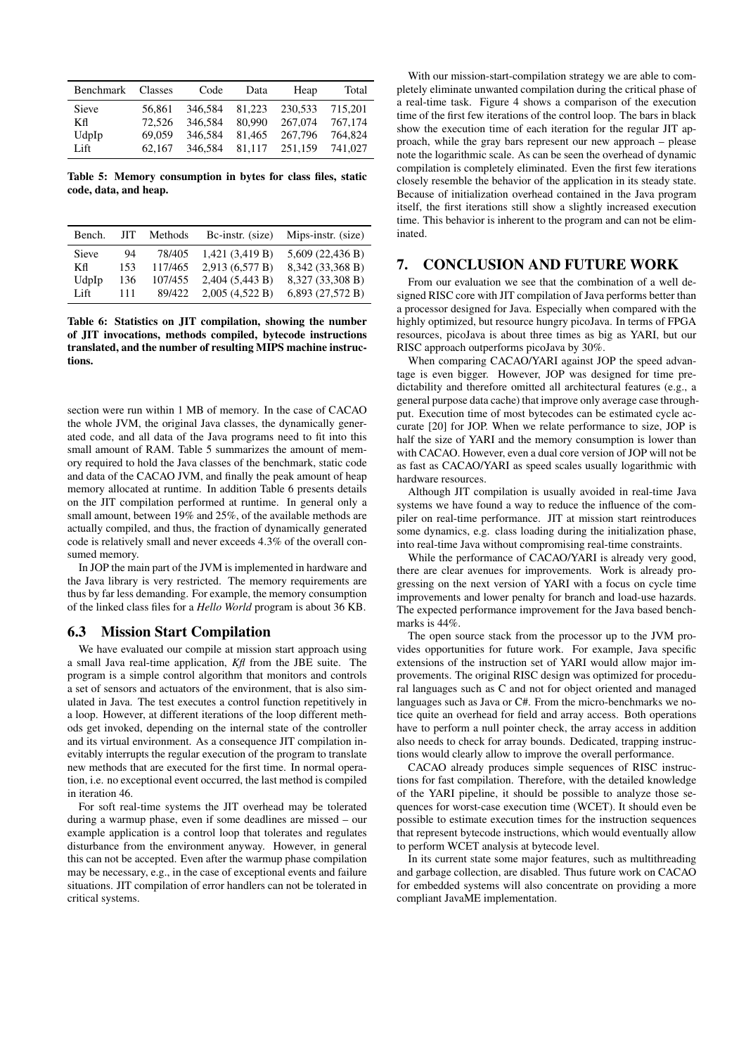| Benchmark | Classes | Code | Data | Heap | Total |
| --- | --- | --- | --- | --- | --- |
| Sieve | 56,861 | 346,584 | 81,223 | 230,533 | 715,201 |
| Kfl | 72,526 | 346,584 | 80,990 | 267,074 | 767,174 |
| UdpIp | 69,059 | 346,584 | 81,465 | 267,796 | 764,824 |
| Lift | 62,167 | 346,584 | 81,117 | 251,159 | 741,027 |

**Table 5: Memory consumption in bytes for class files, static code, data, and heap.**

| Bench. | JIT | Methods | Bc-instr. (size) | Mips-instr. (size) |
| --- | --- | --- | --- | --- |
| Sieve | 94 | 78/405 | 1,421 (3,419 B) | 5,609 (22,436 B) |
| Kfl | 153 | 117/465 | 2,913 (6,577 B) | 8,342 (33,368 B) |
| UdpIp | 136 | 107/455 | 2,404 (5,443 B) | 8,327 (33,308 B) |
| Lift | 111 | 89/422 | 2,005 (4,522 B) | 6,893 (27,572 B) |

**Table 6: Statistics on JIT compilation, showing the number of JIT invocations, methods compiled, bytecode instructions translated, and the number of resulting MIPS machine instructions.**

section were run within 1 MB of memory. In the case of CACAO the whole JVM, the original Java classes, the dynamically generated code, and all data of the Java programs need to fit into this small amount of RAM. Table 5 summarizes the amount of memory required to hold the Java classes of the benchmark, static code and data of the CACAO JVM, and finally the peak amount of heap memory allocated at runtime. In addition Table 6 presents details on the JIT compilation performed at runtime. In general only a small amount, between 19% and 25%, of the available methods are actually compiled, and thus, the fraction of dynamically generated code is relatively small and never exceeds 4.3% of the overall consumed memory.

In JOP the main part of the JVM is implemented in hardware and the Java library is very restricted. The memory requirements are thus by far less demanding. For example, the memory consumption of the linked class files for a *Hello World* program is about 36 KB.

## 6.3 Mission Start Compilation

We have evaluated our compile at mission start approach using a small Java real-time application, *Kfl* from the JBE suite. The program is a simple control algorithm that monitors and controls a set of sensors and actuators of the environment, that is also simulated in Java. The test executes a control function repetitively in a loop. However, at different iterations of the loop different methods get invoked, depending on the internal state of the controller and its virtual environment. As a consequence JIT compilation inevitably interrupts the regular execution of the program to translate new methods that are executed for the first time. In normal operation, i.e. no exceptional event occurred, the last method is compiled in iteration 46.

For soft real-time systems the JIT overhead may be tolerated during a warmup phase, even if some deadlines are missed – our example application is a control loop that tolerates and regulates disturbance from the environment anyway. However, in general this can not be accepted. Even after the warmup phase compilation may be necessary, e.g., in the case of exceptional events and failure situations. JIT compilation of error handlers can not be tolerated in critical systems.

With our mission-start-compilation strategy we are able to completely eliminate unwanted compilation during the critical phase of a real-time task. Figure 4 shows a comparison of the execution time of the first few iterations of the control loop. The bars in black show the execution time of each iteration for the regular JIT approach, while the gray bars represent our new approach – please note the logarithmic scale. As can be seen the overhead of dynamic compilation is completely eliminated. Even the first few iterations closely resemble the behavior of the application in its steady state. Because of initialization overhead contained in the Java program itself, the first iterations still show a slightly increased execution time. This behavior is inherent to the program and can not be eliminated.

## 7. CONCLUSION AND FUTURE WORK

From our evaluation we see that the combination of a well designed RISC core with JIT compilation of Java performs better than a processor designed for Java. Especially when compared with the highly optimized, but resource hungry picoJava. In terms of FPGA resources, picoJava is about three times as big as YARI, but our RISC approach outperforms picoJava by 30%.

When comparing CACAO/YARI against JOP the speed advantage is even bigger. However, JOP was designed for time predictability and therefore omitted all architectural features (e.g., a general purpose data cache) that improve only average case throughput. Execution time of most bytecodes can be estimated cycle accurate [20] for JOP. When we relate performance to size, JOP is half the size of YARI and the memory consumption is lower than with CACAO. However, even a dual core version of JOP will not be as fast as CACAO/YARI as speed scales usually logarithmic with hardware resources.

Although JIT compilation is usually avoided in real-time Java systems we have found a way to reduce the influence of the compiler on real-time performance. JIT at mission start reintroduces some dynamics, e.g. class loading during the initialization phase, into real-time Java without compromising real-time constraints.

While the performance of CACAO/YARI is already very good, there are clear avenues for improvements. Work is already progressing on the next version of YARI with a focus on cycle time improvements and lower penalty for branch and load-use hazards. The expected performance improvement for the Java based benchmarks is 44%.

The open source stack from the processor up to the JVM provides opportunities for future work. For example, Java specific extensions of the instruction set of YARI would allow major improvements. The original RISC design was optimized for procedural languages such as C and not for object oriented and managed languages such as Java or C#. From the micro-benchmarks we notice quite an overhead for field and array access. Both operations have to perform a null pointer check, the array access in addition also needs to check for array bounds. Dedicated, trapping instructions would clearly allow to improve the overall performance.

CACAO already produces simple sequences of RISC instructions for fast compilation. Therefore, with the detailed knowledge of the YARI pipeline, it should be possible to analyze those sequences for worst-case execution time (WCET). It should even be possible to estimate execution times for the instruction sequences that represent bytecode instructions, which would eventually allow to perform WCET analysis at bytecode level.

In its current state some major features, such as multithreading and garbage collection, are disabled. Thus future work on CACAO for embedded systems will also concentrate on providing a more compliant JavaME implementation.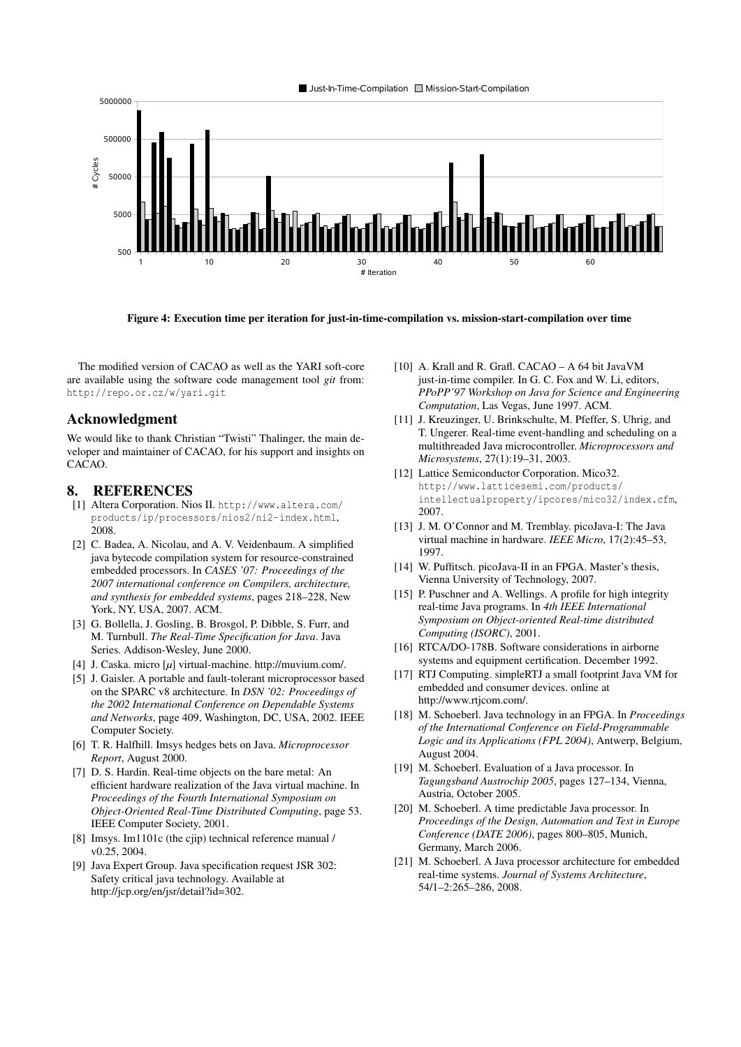**Figure 4: Execution time per iteration for just-in-time-compilation vs. mission-start-compilation over time**

The modified version of CACAO as well as the YARI soft-core are available using the software code management tool *git* from: http://repo.or.cz/w/yari.git

## Acknowledgment

We would like to thank Christian "Twisti" Thalinger, the main developer and maintainer of CACAO, for his support and insights on CACAO.

## 8. REFERENCES

[1] Altera Corporation. Nios II. http://www.altera.com/products/ip/processors/nios2/ni2-index.html, 2008.

[2] C. Badea, A. Nicolau, and A. V. Veidenbaum. A simplified java bytecode compilation system for resource-constrained embedded processors. In *CASES '07: Proceedings of the 2007 international conference on Compilers, architecture, and synthesis for embedded systems*, pages 218–228, New York, NY, USA, 2007. ACM.

[3] G. Bollella, J. Gosling, B. Brosgol, P. Dibble, S. Furr, and M. Turnbull. *The Real-Time Specification for Java*. Java Series. Addison-Wesley, June 2000.

[4] J. Caska. micro [$\mu$] virtual-machine. http://muvium.com/.

[5] J. Gaisler. A portable and fault-tolerant microprocessor based on the SPARC v8 architecture. In *DSN '02: Proceedings of the 2002 International Conference on Dependable Systems and Networks*, page 409, Washington, DC, USA, 2002. IEEE Computer Society.

[6] T. R. Halfhill. Imsys hedges bets on Java. *Microprocessor Report*, August 2000.

[7] D. S. Hardin. Real-time objects on the bare metal: An efficient hardware realization of the Java virtual machine. In *Proceedings of the Fourth International Symposium on Object-Oriented Real-Time Distributed Computing*, page 53. IEEE Computer Society, 2001.

[8] Imsys. Im1101c (the cjip) technical reference manual / v0.25, 2004.

[9] Java Expert Group. Java specification request JSR 302: Safety critical java technology. Available at http://jcp.org/en/jsr/detail?id=302.

[10] A. Krall and R. Grafl. CACAO – A 64 bit JavaVM just-in-time compiler. In G. C. Fox and W. Li, editors, *PPoPP'97 Workshop on Java for Science and Engineering Computation*, Las Vegas, June 1997. ACM.

[11] J. Kreuzinger, U. Brinkschulte, M. Pfeffer, S. Uhrig, and T. Ungerer. Real-time event-handling and scheduling on a multithreaded Java microcontroller. *Microprocessors and Microsystems*, 27(1):19–31, 2003.

[12] Lattice Semiconductor Corporation. Mico32. http://www.latticesemi.com/products/intellectualproperty/ipcores/mico32/index.cfm, 2007.

[13] J. M. O'Connor and M. Tremblay. picoJava-I: The Java virtual machine in hardware. *IEEE Micro*, 17(2):45–53, 1997.

[14] W. Puffitsch. picoJava-II in an FPGA. Master's thesis, Vienna University of Technology, 2007.

[15] P. Puschner and A. Wellings. A profile for high integrity real-time Java programs. In *4th IEEE International Symposium on Object-oriented Real-time distributed Computing (ISORC)*, 2001.

[16] RTCA/DO-178B. Software considerations in airborne systems and equipment certification. December 1992.

[17] RTJ Computing. simpleRTJ a small footprint Java VM for embedded and consumer devices. online at http://www.rtjcom.com/.

[18] M. Schoeberl. Java technology in an FPGA. In *Proceedings of the International Conference on Field-Programmable Logic and its Applications (FPL 2004)*, Antwerp, Belgium, August 2004.

[19] M. Schoeberl. Evaluation of a Java processor. In *Tagungsband Austrochip 2005*, pages 127–134, Vienna, Austria, October 2005.

[20] M. Schoeberl. A time predictable Java processor. In *Proceedings of the Design, Automation and Test in Europe Conference (DATE 2006)*, pages 800–805, Munich, Germany, March 2006.

[21] M. Schoeberl. A Java processor architecture for embedded real-time systems. *Journal of Systems Architecture*, 54/1–2:265–286, 2008.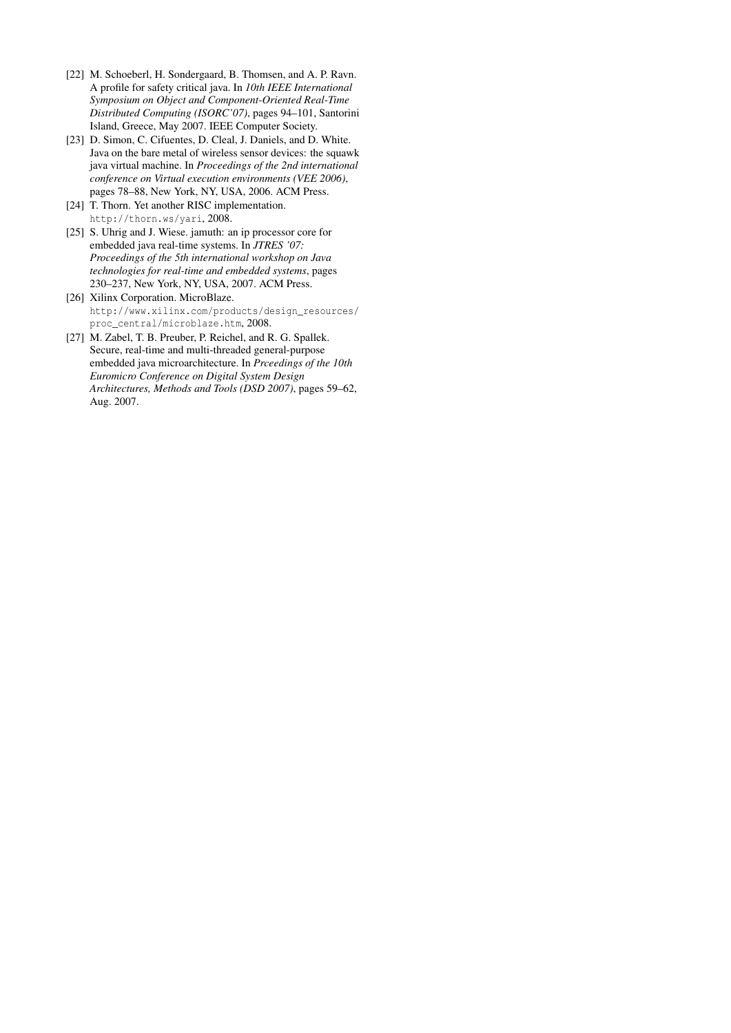[22] M. Schoeberl, H. Sondergaard, B. Thomsen, and A. P. Ravn. A profile for safety critical java. In *10th IEEE International Symposium on Object and Component-Oriented Real-Time Distributed Computing (ISORC'07)*, pages 94–101, Santorini Island, Greece, May 2007. IEEE Computer Society.

[23] D. Simon, C. Cifuentes, D. Cleal, J. Daniels, and D. White. Java on the bare metal of wireless sensor devices: the squawk java virtual machine. In *Proceedings of the 2nd international conference on Virtual execution environments (VEE 2006)*, pages 78–88, New York, NY, USA, 2006. ACM Press.

[24] T. Thorn. Yet another RISC implementation. http://thorn.ws/yari, 2008.

[25] S. Uhrig and J. Wiese. jamuth: an ip processor core for embedded java real-time systems. In *JTRES '07: Proceedings of the 5th international workshop on Java technologies for real-time and embedded systems*, pages 230–237, New York, NY, USA, 2007. ACM Press.

[26] Xilinx Corporation. MicroBlaze. http://www.xilinx.com/products/design_resources/proc_central/microblaze.htm, 2008.

[27] M. Zabel, T. B. Preuber, P. Reichel, and R. G. Spallek. Secure, real-time and multi-threaded general-purpose embedded java microarchitecture. In *Prceedings of the 10th Euromicro Conference on Digital System Design Architectures, Methods and Tools (DSD 2007)*, pages 59–62, Aug. 2007.